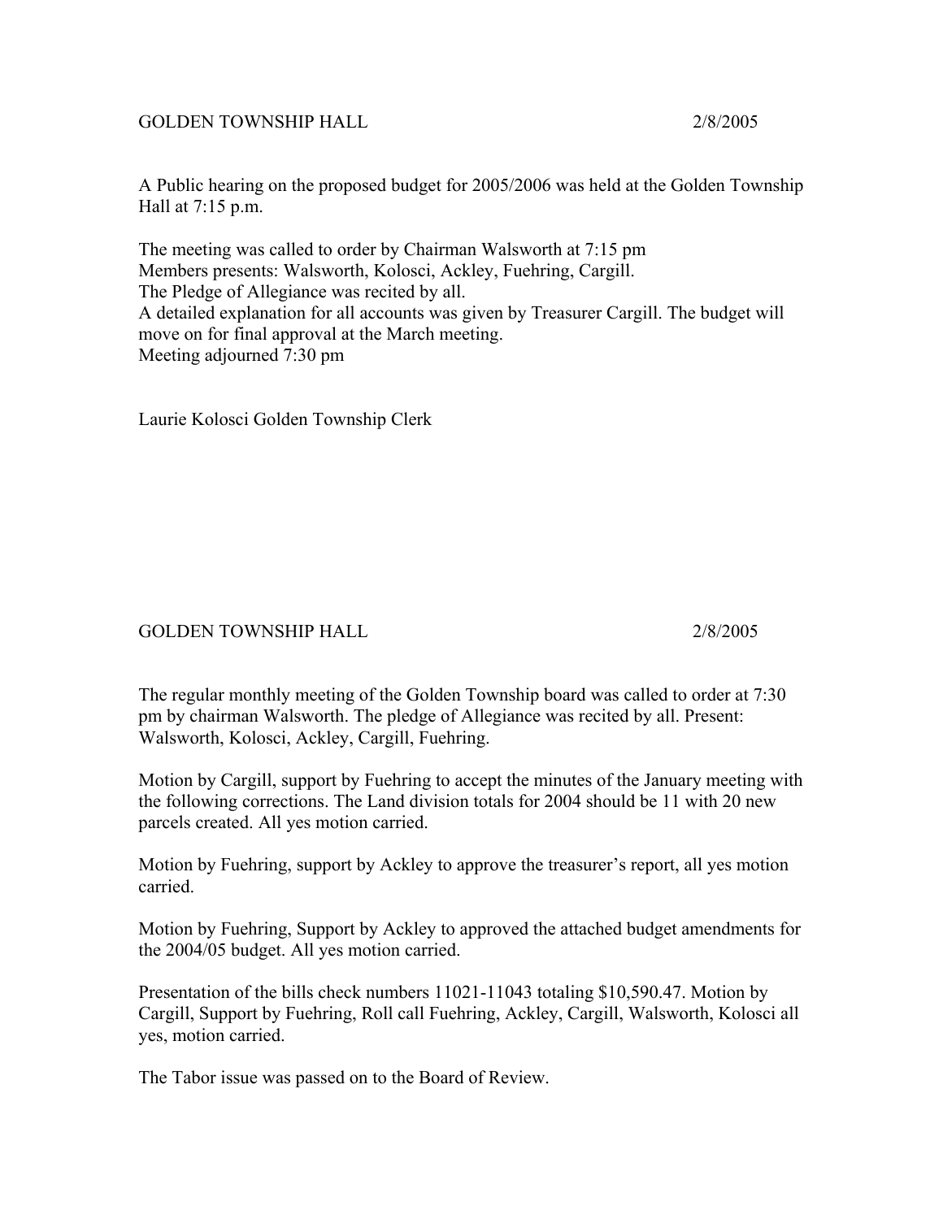GOLDEN TOWNSHIP HALL 2/8/2005

A Public hearing on the proposed budget for 2005/2006 was held at the Golden Township Hall at 7:15 p.m.

The meeting was called to order by Chairman Walsworth at 7:15 pm
Members presents: Walsworth, Kolosci, Ackley, Fuehring, Cargill.
The Pledge of Allegiance was recited by all.
A detailed explanation for all accounts was given by Treasurer Cargill. The budget will move on for final approval at the March meeting.
Meeting adjourned 7:30 pm

Laurie Kolosci Golden Township Clerk

GOLDEN TOWNSHIP HALL 2/8/2005

The regular monthly meeting of the Golden Township board was called to order at 7:30 pm by chairman Walsworth. The pledge of Allegiance was recited by all. Present: Walsworth, Kolosci, Ackley, Cargill, Fuehring.

Motion by Cargill, support by Fuehring to accept the minutes of the January meeting with the following corrections. The Land division totals for 2004 should be 11 with 20 new parcels created. All yes motion carried.

Motion by Fuehring, support by Ackley to approve the treasurer's report, all yes motion carried.

Motion by Fuehring, Support by Ackley to approved the attached budget amendments for the 2004/05 budget. All yes motion carried.

Presentation of the bills check numbers 11021-11043 totaling $10,590.47. Motion by Cargill, Support by Fuehring, Roll call Fuehring, Ackley, Cargill, Walsworth, Kolosci all yes, motion carried.

The Tabor issue was passed on to the Board of Review.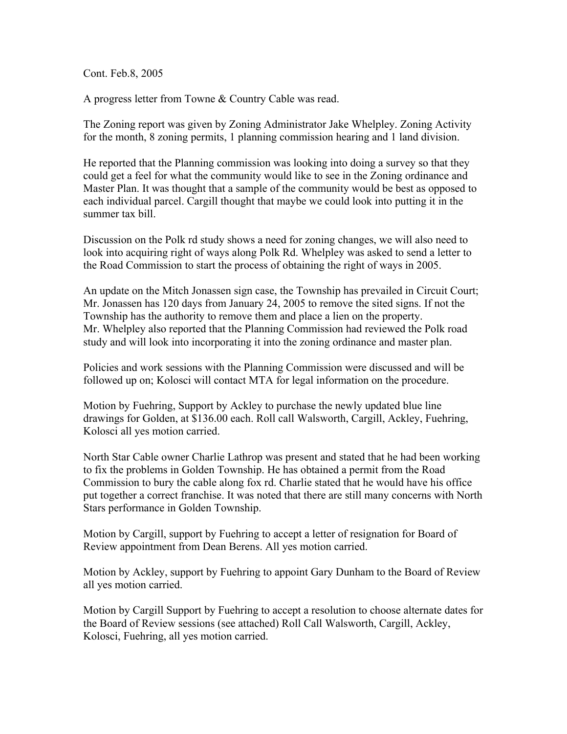Cont. Feb.8, 2005

A progress letter from Towne & Country Cable was read.

The Zoning report was given by Zoning Administrator Jake Whelpley. Zoning Activity for the month, 8 zoning permits, 1 planning commission hearing and 1 land division.

He reported that the Planning commission was looking into doing a survey so that they could get a feel for what the community would like to see in the Zoning ordinance and Master Plan. It was thought that a sample of the community would be best as opposed to each individual parcel. Cargill thought that maybe we could look into putting it in the summer tax bill.

Discussion on the Polk rd study shows a need for zoning changes, we will also need to look into acquiring right of ways along Polk Rd. Whelpley was asked to send a letter to the Road Commission to start the process of obtaining the right of ways in 2005.

An update on the Mitch Jonassen sign case, the Township has prevailed in Circuit Court; Mr. Jonassen has 120 days from January 24, 2005 to remove the sited signs. If not the Township has the authority to remove them and place a lien on the property.
Mr. Whelpley also reported that the Planning Commission had reviewed the Polk road study and will look into incorporating it into the zoning ordinance and master plan.

Policies and work sessions with the Planning Commission were discussed and will be followed up on; Kolosci will contact MTA for legal information on the procedure.

Motion by Fuehring, Support by Ackley to purchase the newly updated blue line drawings for Golden, at $136.00 each. Roll call Walsworth, Cargill, Ackley, Fuehring, Kolosci all yes motion carried.

North Star Cable owner Charlie Lathrop was present and stated that he had been working to fix the problems in Golden Township. He has obtained a permit from the Road Commission to bury the cable along fox rd. Charlie stated that he would have his office put together a correct franchise. It was noted that there are still many concerns with North Stars performance in Golden Township.

Motion by Cargill, support by Fuehring to accept a letter of resignation for Board of Review appointment from Dean Berens. All yes motion carried.

Motion by Ackley, support by Fuehring to appoint Gary Dunham to the Board of Review all yes motion carried.

Motion by Cargill Support by Fuehring to accept a resolution to choose alternate dates for the Board of Review sessions (see attached) Roll Call Walsworth, Cargill, Ackley, Kolosci, Fuehring, all yes motion carried.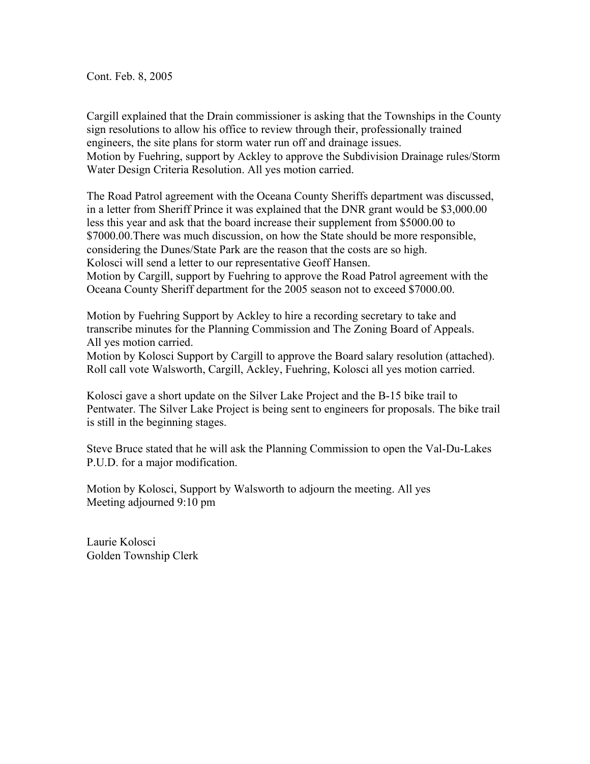Cont. Feb. 8, 2005

Cargill explained that the Drain commissioner is asking that the Townships in the County sign resolutions to allow his office to review through their, professionally trained engineers, the site plans for storm water run off and drainage issues.
Motion by Fuehring, support by Ackley to approve the Subdivision Drainage rules/Storm Water Design Criteria Resolution. All yes motion carried.

The Road Patrol agreement with the Oceana County Sheriffs department was discussed, in a letter from Sheriff Prince it was explained that the DNR grant would be $3,000.00 less this year and ask that the board increase their supplement from $5000.00 to $7000.00.There was much discussion, on how the State should be more responsible, considering the Dunes/State Park are the reason that the costs are so high.
Kolosci will send a letter to our representative Geoff Hansen.
Motion by Cargill, support by Fuehring to approve the Road Patrol agreement with the Oceana County Sheriff department for the 2005 season not to exceed $7000.00.

Motion by Fuehring Support by Ackley to hire a recording secretary to take and transcribe minutes for the Planning Commission and The Zoning Board of Appeals.
All yes motion carried.
Motion by Kolosci Support by Cargill to approve the Board salary resolution (attached).
Roll call vote Walsworth, Cargill, Ackley, Fuehring, Kolosci all yes motion carried.

Kolosci gave a short update on the Silver Lake Project and the B-15 bike trail to Pentwater. The Silver Lake Project is being sent to engineers for proposals. The bike trail is still in the beginning stages.

Steve Bruce stated that he will ask the Planning Commission to open the Val-Du-Lakes P.U.D. for a major modification.

Motion by Kolosci, Support by Walsworth to adjourn the meeting. All yes
Meeting adjourned 9:10 pm

Laurie Kolosci
Golden Township Clerk